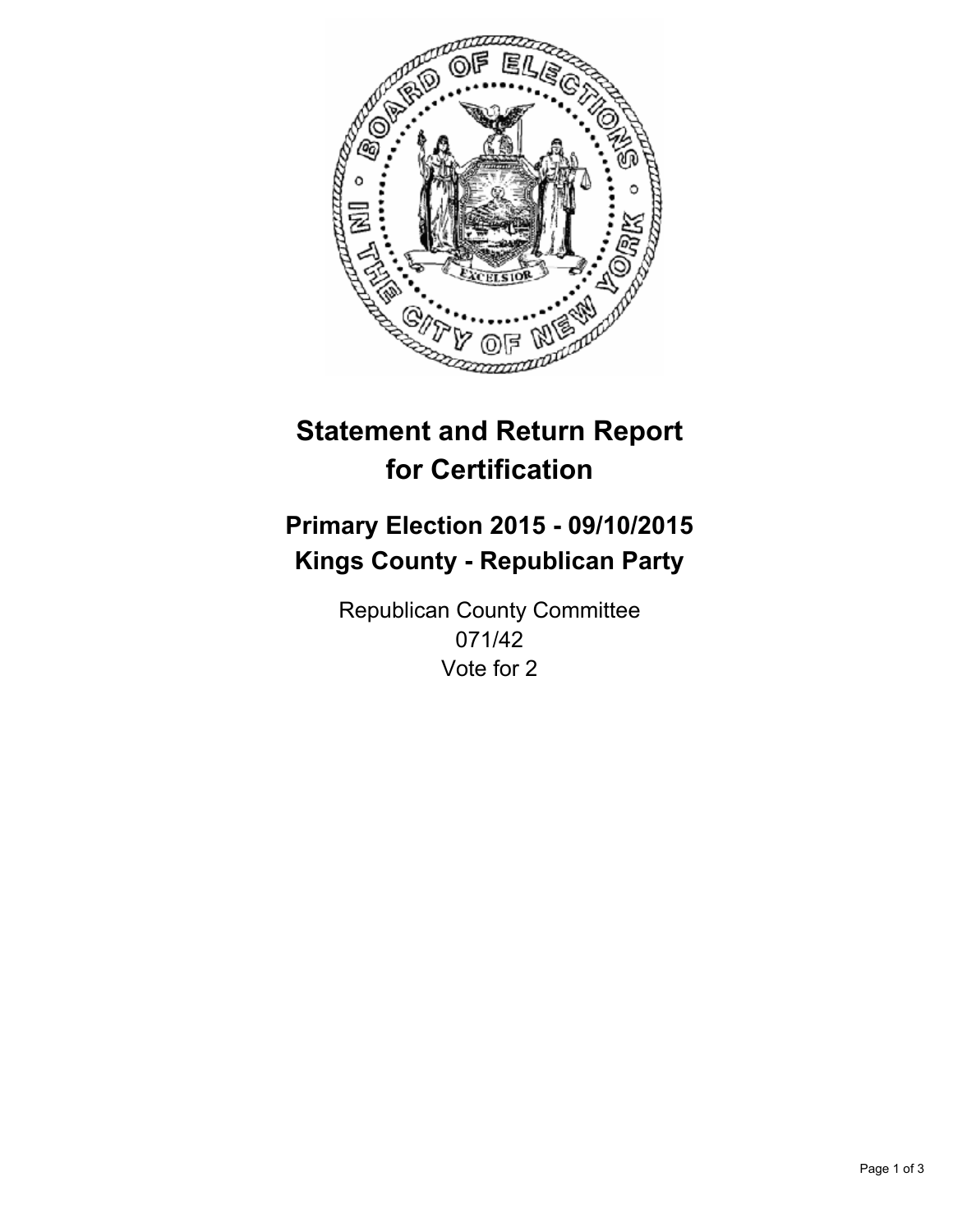# Statement and Return Report for Certification

## Primary Election 2015 - 09/10/2015
## Kings County - Republican Party

Republican County Committee
071/42
Vote for 2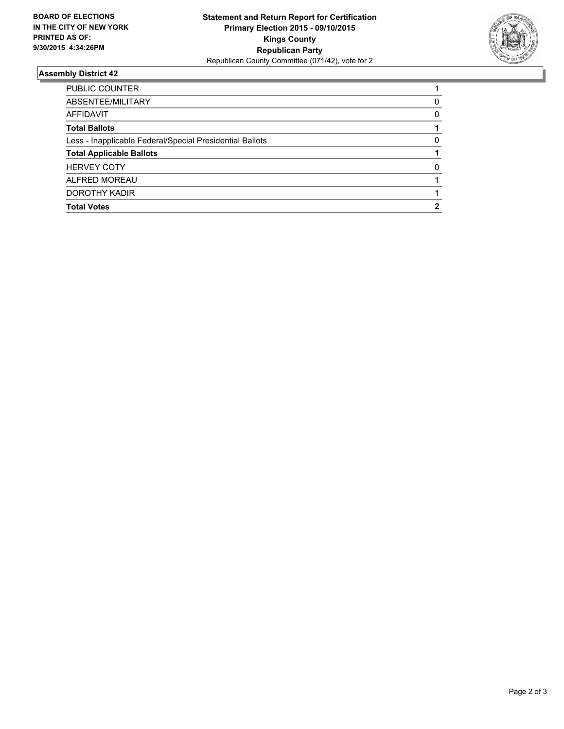**BOARD OF ELECTIONS IN THE CITY OF NEW YORK PRINTED AS OF: 9/30/2015 4:34:26PM**

**Statement and Return Report for Certification**
**Primary Election 2015 - 09/10/2015**
**Kings County**
**Republican Party**
Republican County Committee (071/42), vote for 2

### Assembly District 42

| | |
|---|---|
| PUBLIC COUNTER | 1 |
| ABSENTEE/MILITARY | 0 |
| AFFIDAVIT | 0 |
| **Total Ballots** | **1** |
| Less - Inapplicable Federal/Special Presidential Ballots | 0 |
| **Total Applicable Ballots** | **1** |
| HERVEY COTY | 0 |
| ALFRED MOREAU | 1 |
| DOROTHY KADIR | 1 |
| **Total Votes** | **2** |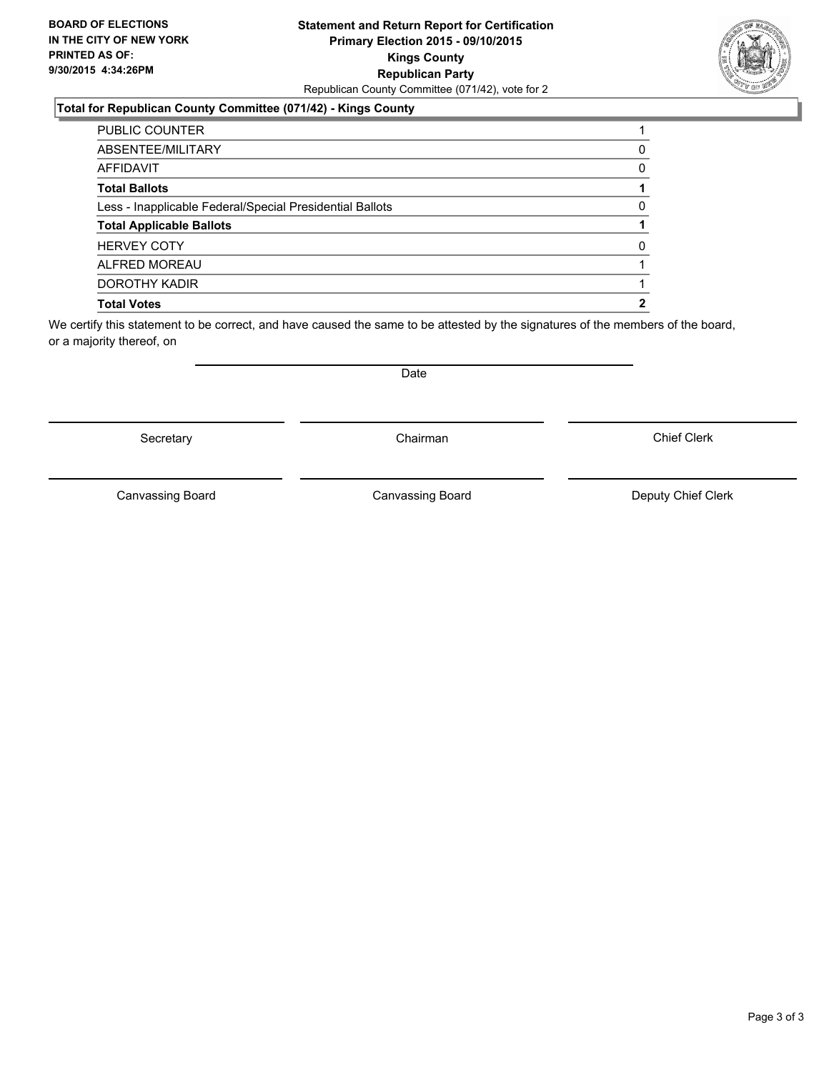**BOARD OF ELECTIONS**
**IN THE CITY OF NEW YORK**
**PRINTED AS OF:**
**9/30/2015 4:34:26PM**

**Statement and Return Report for Certification**
**Primary Election 2015 - 09/10/2015**
**Kings County**
**Republican Party**
Republican County Committee (071/42), vote for 2

### Total for Republican County Committee (071/42) - Kings County

| | |
|---|---|
| PUBLIC COUNTER | 1 |
| ABSENTEE/MILITARY | 0 |
| AFFIDAVIT | 0 |
| **Total Ballots** | **1** |
| Less - Inapplicable Federal/Special Presidential Ballots | 0 |
| **Total Applicable Ballots** | **1** |
| HERVEY COTY | 0 |
| ALFRED MOREAU | 1 |
| DOROTHY KADIR | 1 |
| **Total Votes** | **2** |

We certify this statement to be correct, and have caused the same to be attested by the signatures of the members of the board, or a majority thereof, on

Date

Secretary

Chairman

Chief Clerk

Canvassing Board

Canvassing Board

Deputy Chief Clerk